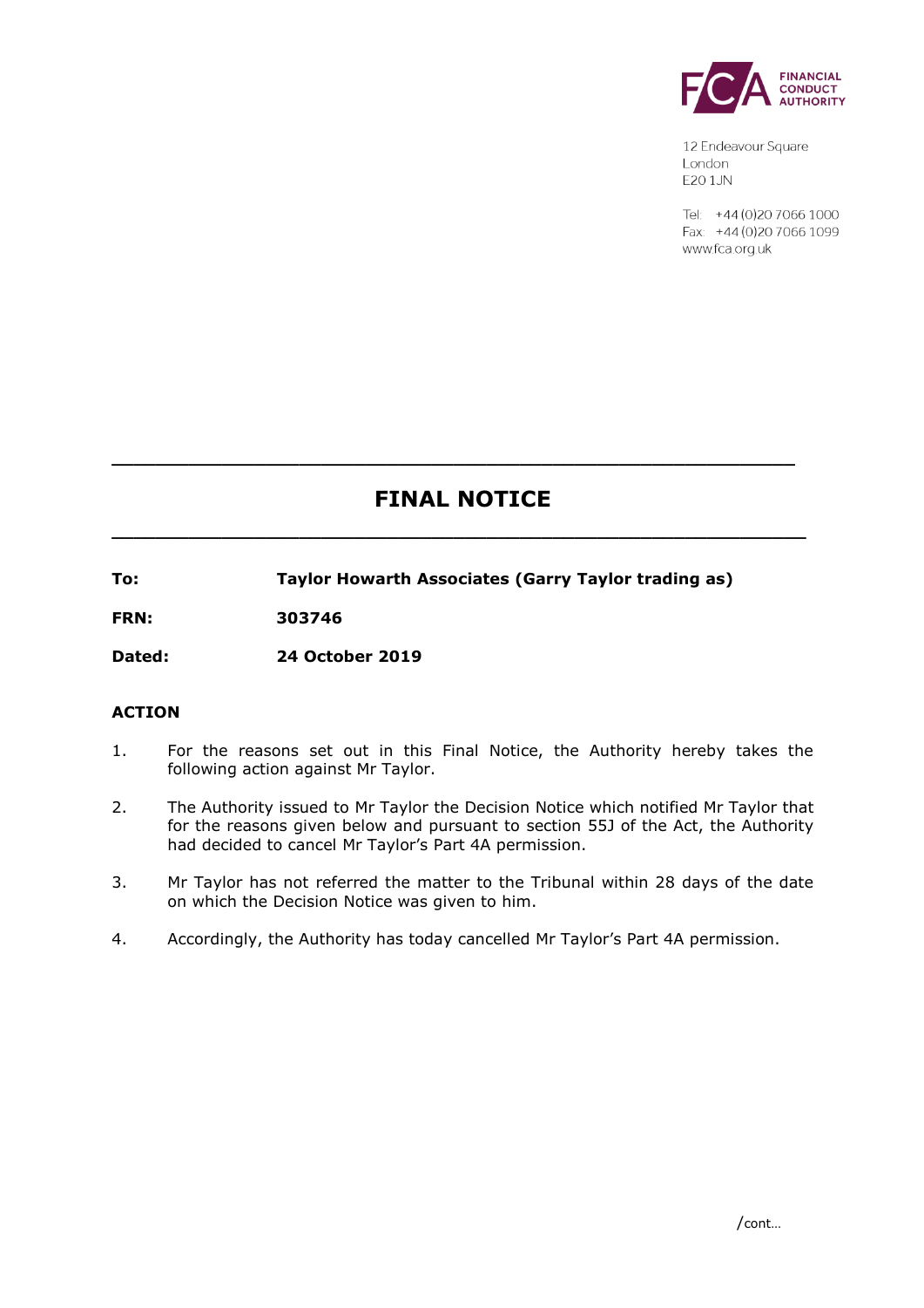FINANCIAL CONDUCT AUTHORITY

12 Endeavour Square
London
E20 1JN

Tel: +44 (0)20 7066 1000
Fax: +44 (0)20 7066 1099
www.fca.org.uk

# FINAL NOTICE

**To:** **Taylor Howarth Associates (Garry Taylor trading as)**

**FRN:** **303746**

**Dated:** **24 October 2019**

## ACTION

1. For the reasons set out in this Final Notice, the Authority hereby takes the following action against Mr Taylor.

2. The Authority issued to Mr Taylor the Decision Notice which notified Mr Taylor that for the reasons given below and pursuant to section 55J of the Act, the Authority had decided to cancel Mr Taylor's Part 4A permission.

3. Mr Taylor has not referred the matter to the Tribunal within 28 days of the date on which the Decision Notice was given to him.

4. Accordingly, the Authority has today cancelled Mr Taylor's Part 4A permission.

/cont...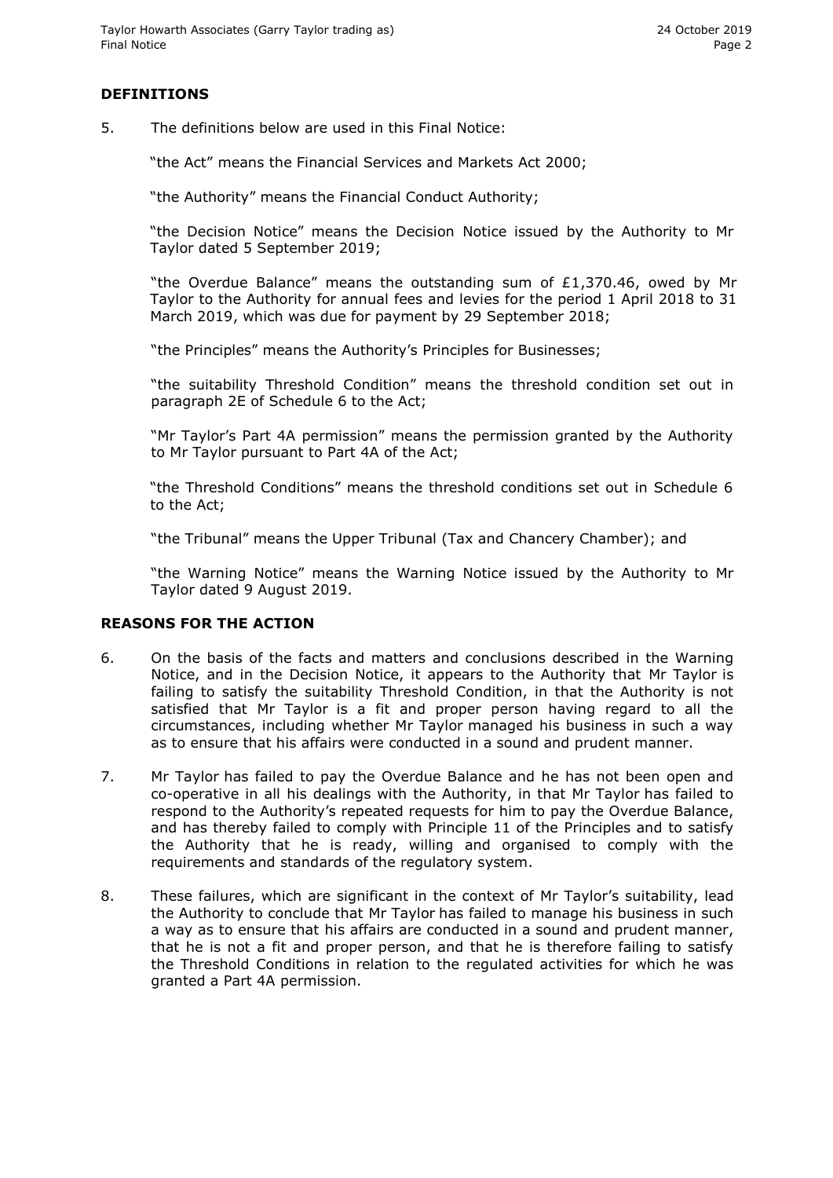## DEFINITIONS

5. The definitions below are used in this Final Notice:

"the Act" means the Financial Services and Markets Act 2000;

"the Authority" means the Financial Conduct Authority;

"the Decision Notice" means the Decision Notice issued by the Authority to Mr Taylor dated 5 September 2019;

"the Overdue Balance" means the outstanding sum of £1,370.46, owed by Mr Taylor to the Authority for annual fees and levies for the period 1 April 2018 to 31 March 2019, which was due for payment by 29 September 2018;

"the Principles" means the Authority's Principles for Businesses;

"the suitability Threshold Condition" means the threshold condition set out in paragraph 2E of Schedule 6 to the Act;

"Mr Taylor's Part 4A permission" means the permission granted by the Authority to Mr Taylor pursuant to Part 4A of the Act;

"the Threshold Conditions" means the threshold conditions set out in Schedule 6 to the Act;

"the Tribunal" means the Upper Tribunal (Tax and Chancery Chamber); and

"the Warning Notice" means the Warning Notice issued by the Authority to Mr Taylor dated 9 August 2019.

## REASONS FOR THE ACTION

6. On the basis of the facts and matters and conclusions described in the Warning Notice, and in the Decision Notice, it appears to the Authority that Mr Taylor is failing to satisfy the suitability Threshold Condition, in that the Authority is not satisfied that Mr Taylor is a fit and proper person having regard to all the circumstances, including whether Mr Taylor managed his business in such a way as to ensure that his affairs were conducted in a sound and prudent manner.

7. Mr Taylor has failed to pay the Overdue Balance and he has not been open and co-operative in all his dealings with the Authority, in that Mr Taylor has failed to respond to the Authority's repeated requests for him to pay the Overdue Balance, and has thereby failed to comply with Principle 11 of the Principles and to satisfy the Authority that he is ready, willing and organised to comply with the requirements and standards of the regulatory system.

8. These failures, which are significant in the context of Mr Taylor's suitability, lead the Authority to conclude that Mr Taylor has failed to manage his business in such a way as to ensure that his affairs are conducted in a sound and prudent manner, that he is not a fit and proper person, and that he is therefore failing to satisfy the Threshold Conditions in relation to the regulated activities for which he was granted a Part 4A permission.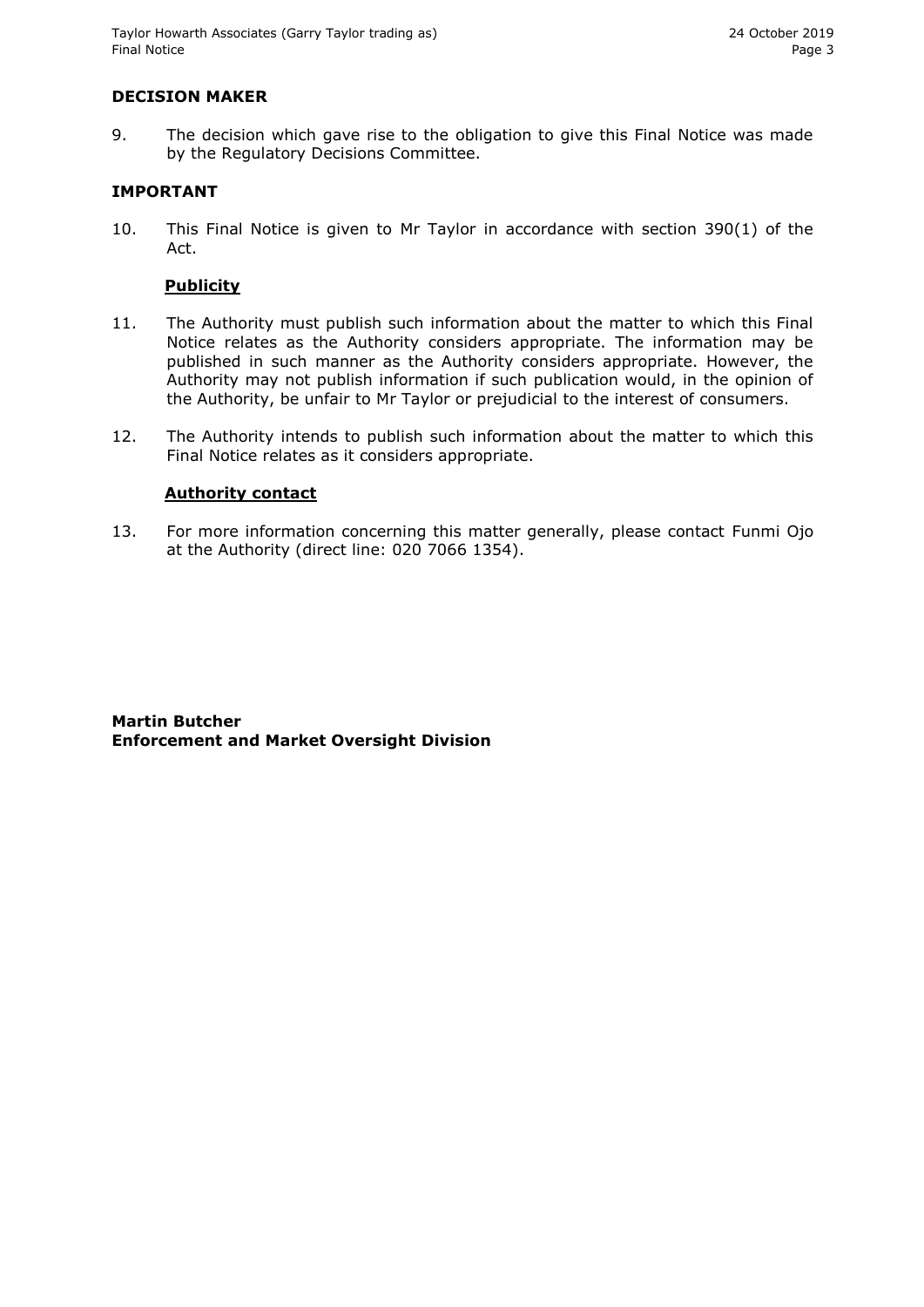## DECISION MAKER

9. The decision which gave rise to the obligation to give this Final Notice was made by the Regulatory Decisions Committee.

## IMPORTANT

10. This Final Notice is given to Mr Taylor in accordance with section 390(1) of the Act.

### Publicity

11. The Authority must publish such information about the matter to which this Final Notice relates as the Authority considers appropriate. The information may be published in such manner as the Authority considers appropriate. However, the Authority may not publish information if such publication would, in the opinion of the Authority, be unfair to Mr Taylor or prejudicial to the interest of consumers.

12. The Authority intends to publish such information about the matter to which this Final Notice relates as it considers appropriate.

### Authority contact

13. For more information concerning this matter generally, please contact Funmi Ojo at the Authority (direct line: 020 7066 1354).

**Martin Butcher**
**Enforcement and Market Oversight Division**